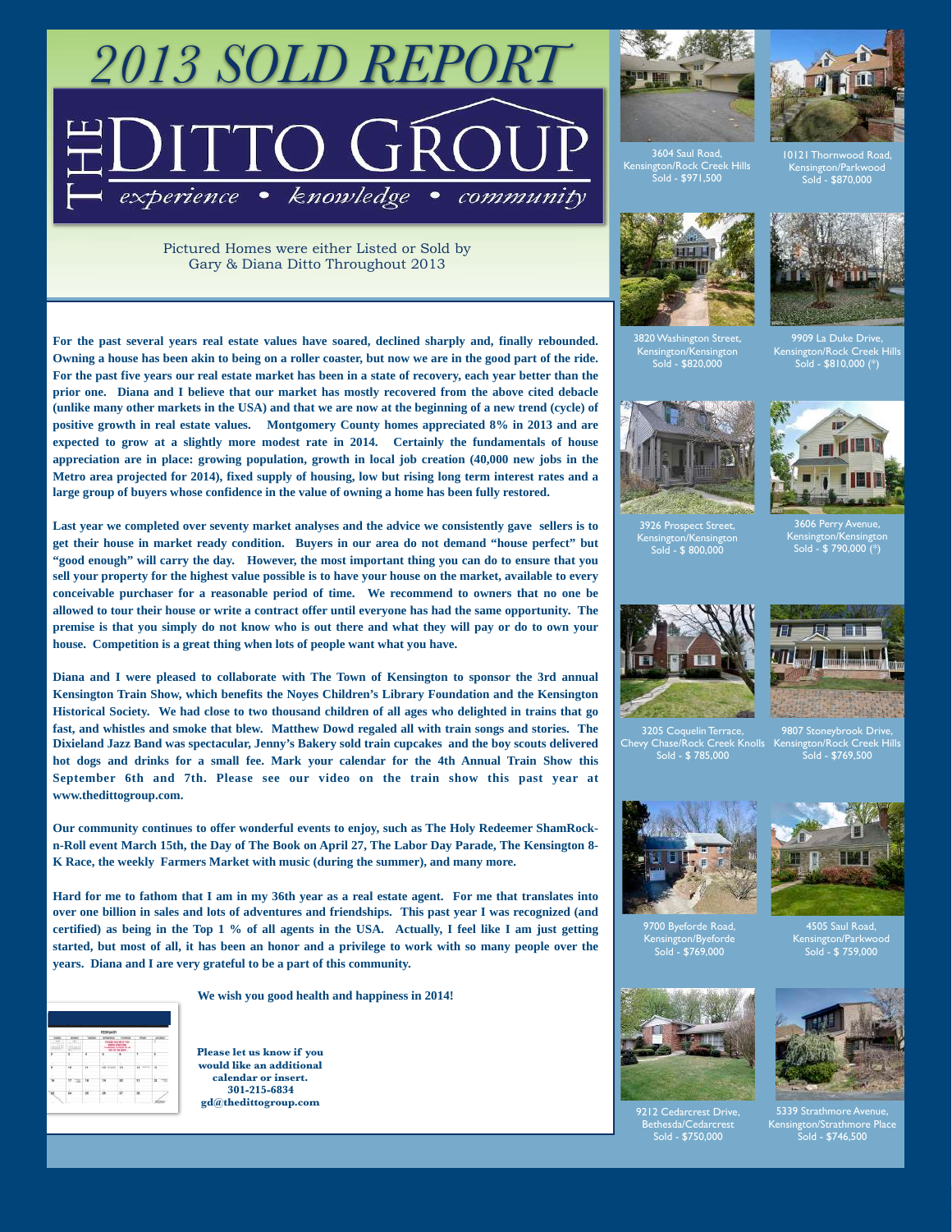# 2013 SOLD REPORT

# THE DITTO GROUP

*experience • knowledge • community*

Pictured Homes were either Listed or Sold by Gary & Diana Ditto Throughout 2013

**For the past several years real estate values have soared, declined sharply and, finally rebounded. Owning a house has been akin to being on a roller coaster, but now we are in the good part of the ride. For the past five years our real estate market has been in a state of recovery, each year better than the prior one. Diana and I believe that our market has mostly recovered from the above cited debacle (unlike many other markets in the USA) and that we are now at the beginning of a new trend (cycle) of positive growth in real estate values. Montgomery County homes appreciated 8% in 2013 and are expected to grow at a slightly more modest rate in 2014. Certainly the fundamentals of house appreciation are in place: growing population, growth in local job creation (40,000 new jobs in the Metro area projected for 2014), fixed supply of housing, low but rising long term interest rates and a large group of buyers whose confidence in the value of owning a home has been fully restored.**

**Last year we completed over seventy market analyses and the advice we consistently gave sellers is to get their house in market ready condition. Buyers in our area do not demand "house perfect" but "good enough" will carry the day. However, the most important thing you can do to ensure that you sell your property for the highest value possible is to have your house on the market, available to every conceivable purchaser for a reasonable period of time. We recommend to owners that no one be allowed to tour their house or write a contract offer until everyone has had the same opportunity. The premise is that you simply do not know who is out there and what they will pay or do to own your house. Competition is a great thing when lots of people want what you have.**

**Diana and I were pleased to collaborate with The Town of Kensington to sponsor the 3rd annual Kensington Train Show, which benefits the Noyes Children's Library Foundation and the Kensington Historical Society. We had close to two thousand children of all ages who delighted in trains that go fast, and whistles and smoke that blew. Matthew Dowd regaled all with train songs and stories. The Dixieland Jazz Band was spectacular, Jenny's Bakery sold train cupcakes and the boy scouts delivered hot dogs and drinks for a small fee. Mark your calendar for the 4th Annual Train Show this September 6th and 7th. Please see our video on the train show this past year at www.thedittogroup.com.**

**Our community continues to offer wonderful events to enjoy, such as The Holy Redeemer ShamRock-n-Roll event March 15th, the Day of The Book on April 27, The Labor Day Parade, The Kensington 8-K Race, the weekly Farmers Market with music (during the summer), and many more.**

**Hard for me to fathom that I am in my 36th year as a real estate agent. For me that translates into over one billion in sales and lots of adventures and friendships. This past year I was recognized (and certified) as being in the Top 1 % of all agents in the USA. Actually, I feel like I am just getting started, but most of all, it has been an honor and a privilege to work with so many people over the years. Diana and I are very grateful to be a part of this community.**

**We wish you good health and happiness in 2014!**

**Please let us know if you would like an additional calendar or insert.**
**301-215-6834**
**gd@thedittogroup.com**

3604 Saul Road, Kensington/Rock Creek Hills
Sold - $971,500

10121 Thornwood Road, Kensington/Parkwood
Sold - $870,000

3820 Washington Street, Kensington/Kensington
Sold - $820,000

9909 La Duke Drive, Kensington/Rock Creek Hills
Sold - $810,000 (*)

3926 Prospect Street, Kensington/Kensington
Sold - $ 800,000

3606 Perry Avenue, Kensington/Kensington
Sold - $ 790,000 (*)

3205 Coquelin Terrace, Chevy Chase/Rock Creek Knolls
Sold - $ 785,000

9807 Stoneybrook Drive, Kensington/Rock Creek Hills
Sold - $769,500

9700 Byeforde Road, Kensington/Byeforde
Sold - $769,000

4505 Saul Road, Kensington/Parkwood
Sold - $ 759,000

9212 Cedarcrest Drive, Bethesda/Cedarcrest
Sold - $750,000

5339 Strathmore Avenue, Kensington/Strathmore Place
Sold - $746,500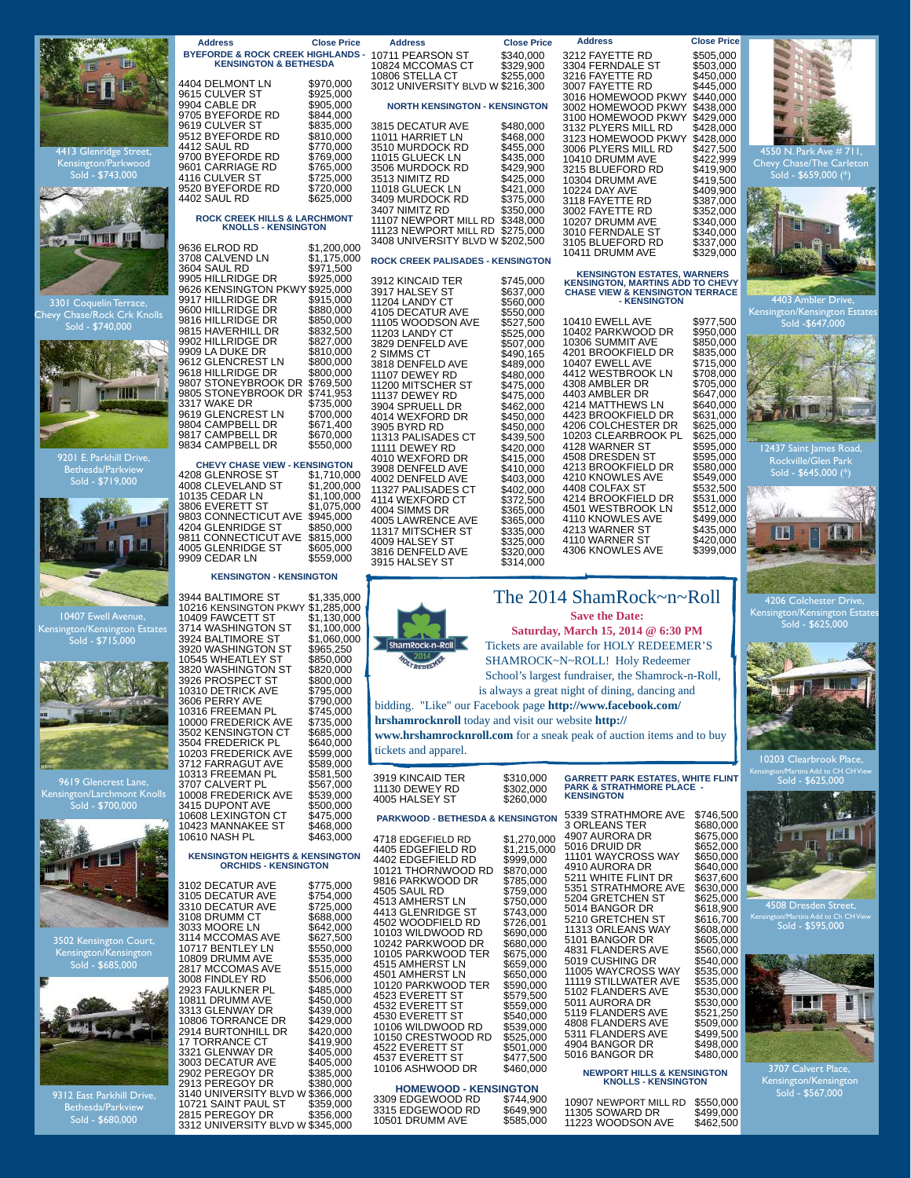| Address | Close Price |
|---|---|
| **BYEFORDE & ROCK CREEK HIGHLANDS - KENSINGTON & BETHESDA** | |
| 4404 DELMONT LN | $970,000 |
| 9615 CULVER ST | $925,000 |
| 9904 CABLE DR | $905,000 |
| 9705 BYEFORDE RD | $844,000 |
| 9619 CULVER ST | $835,000 |
| 9512 BYEFORDE RD | $810,000 |
| 4412 SAUL RD | $770,000 |
| 9700 BYEFORDE RD | $769,000 |
| 9601 CARRIAGE RD | $765,000 |
| 4116 CULVER ST | $725,000 |
| 9520 BYEFORDE RD | $720,000 |
| 4402 SAUL RD | $625,000 |

**ROCK CREEK HILLS & LARCHMONT KNOLLS - KENSINGTON**

| Address | Close Price |
|---|---|
| 9636 ELROD RD | $1,200,000 |
| 3708 CALVEND LN | $1,175,000 |
| 3604 SAUL RD | $971,500 |
| 9905 HILLRIDGE DR | $925,000 |
| 9626 KENSINGTON PKWY | $925,000 |
| 9917 HILLRIDGE DR | $915,000 |
| 9600 HILLRIDGE DR | $880,000 |
| 9816 HILLRIDGE DR | $850,000 |
| 9815 HAVERHILL DR | $832,500 |
| 9902 HILLRIDGE DR | $827,000 |
| 9909 LA DUKE DR | $810,000 |
| 9612 GLENCREST LN | $800,000 |
| 9618 HILLRIDGE DR | $800,000 |
| 9807 STONEYBROOK DR | $769,500 |
| 9805 STONEYBROOK DR | $741,953 |
| 3317 WAKE DR | $735,000 |
| 9619 GLENCREST LN | $700,000 |
| 9804 CAMPBELL DR | $671,400 |
| 9817 CAMPBELL DR | $670,000 |
| 9834 CAMPBELL DR | $550,000 |

**CHEVY CHASE VIEW - KENSINGTON**

| Address | Close Price |
|---|---|
| 4208 GLENROSE ST | $1,710,000 |
| 4008 CLEVELAND ST | $1,200,000 |
| 10135 CEDAR LN | $1,100,000 |
| 3806 EVERETT ST | $1,075,000 |
| 9803 CONNECTICUT AVE | $945,000 |
| 4204 GLENRIDGE ST | $850,000 |
| 9811 CONNECTICUT AVE | $815,000 |
| 4005 GLENRIDGE ST | $605,000 |
| 9909 CEDAR LN | $559,000 |

**KENSINGTON - KENSINGTON**

| Address | Close Price |
|---|---|
| 3944 BALTIMORE ST | $1,335,000 |
| 10216 KENSINGTON PKWY | $1,285,000 |
| 10409 FAWCETT ST | $1,130,000 |
| 3714 WASHINGTON ST | $1,100,000 |
| 3924 BALTIMORE ST | $1,060,000 |
| 3920 WASHINGTON ST | $965,250 |
| 10545 WHEATLEY ST | $850,000 |
| 3820 WASHINGTON ST | $820,000 |
| 3926 PROSPECT ST | $800,000 |
| 10310 DETRICK AVE | $795,000 |
| 3606 PERRY AVE | $790,000 |
| 10316 FREEMAN PL | $745,000 |
| 10000 FREDERICK AVE | $735,000 |
| 3502 KENSINGTON CT | $685,000 |
| 3504 FREDERICK PL | $640,000 |
| 10203 FREDERICK AVE | $599,000 |
| 3712 FARRAGUT AVE | $589,000 |
| 10313 FREEMAN PL | $581,500 |
| 3707 CALVERT PL | $567,000 |
| 10008 FREDERICK AVE | $539,000 |
| 3415 DUPONT AVE | $500,000 |
| 10608 LEXINGTON CT | $475,000 |
| 10423 MANNAKEE ST | $468,000 |
| 10610 NASH PL | $463,000 |

**KENSINGTON HEIGHTS & KENSINGTON ORCHIDS - KENSINGTON**

| Address | Close Price |
|---|---|
| 3102 DECATUR AVE | $775,000 |
| 3105 DECATUR AVE | $754,000 |
| 3310 DECATUR AVE | $725,000 |
| 3108 DRUMM CT | $688,000 |
| 3033 MOORE LN | $642,000 |
| 3114 MCCOMAS AVE | $627,500 |
| 10717 BENTLEY LN | $550,000 |
| 10809 DRUMM AVE | $535,000 |
| 2817 MCCOMAS AVE | $515,000 |
| 3008 FINDLEY RD | $506,000 |
| 2923 FAULKNER PL | $485,000 |
| 10811 DRUMM AVE | $450,000 |
| 3313 GLENWAY DR | $439,000 |
| 10806 TORRANCE DR | $429,000 |
| 2914 BURTONHILL DR | $420,000 |
| 17 TORRANCE CT | $419,900 |
| 3321 GLENWAY DR | $405,000 |
| 3003 DECATUR AVE | $405,000 |
| 2902 PEREGOY DR | $385,000 |
| 2913 PEREGOY DR | $380,000 |
| 3140 UNIVERSITY BLVD W | $366,000 |
| 10721 SAINT PAUL ST | $359,000 |
| 2815 PEREGOY DR | $356,000 |
| 3312 UNIVERSITY BLVD W | $345,000 |
| 10711 PEARSON ST | $340,000 |
| 10824 MCCOMAS CT | $329,900 |
| 10806 STELLA CT | $255,000 |
| 3012 UNIVERSITY BLVD W | $216,300 |

**NORTH KENSINGTON - KENSINGTON**

| Address | Close Price |
|---|---|
| 3815 DECATUR AVE | $480,000 |
| 11011 HARRIET LN | $468,000 |
| 3510 MURDOCK RD | $455,000 |
| 11015 GLUECK LN | $435,000 |
| 3506 MURDOCK RD | $429,900 |
| 3513 NIMITZ RD | $425,000 |
| 11018 GLUECK LN | $421,000 |
| 3409 MURDOCK RD | $375,000 |
| 3407 NIMITZ RD | $350,000 |
| 11107 NEWPORT MILL RD | $348,000 |
| 11123 NEWPORT MILL RD | $275,000 |
| 3408 UNIVERSITY BLVD W | $202,500 |

**ROCK CREEK PALISADES - KENSINGTON**

| Address | Close Price |
|---|---|
| 3912 KINCAID TER | $745,000 |
| 3917 HALSEY ST | $637,000 |
| 11204 LANDY CT | $560,000 |
| 4105 DECATUR AVE | $550,000 |
| 11105 WOODSON AVE | $527,500 |
| 11203 LANDY CT | $525,000 |
| 3829 DENFELD AVE | $507,000 |
| 2 SIMMS CT | $490,165 |
| 3818 DENFELD AVE | $489,000 |
| 11107 DEWEY RD | $480,000 |
| 11200 MITSCHER ST | $475,000 |
| 11137 DEWEY RD | $475,000 |
| 3904 SPRUELL DR | $462,000 |
| 4014 WEXFORD DR | $450,000 |
| 3905 BYRD RD | $450,000 |
| 11313 PALISADES CT | $439,500 |
| 11111 DEWEY RD | $420,000 |
| 4010 WEXFORD DR | $415,000 |
| 3908 DENFELD AVE | $410,000 |
| 4002 DENFELD AVE | $403,000 |
| 11327 PALISADES CT | $402,000 |
| 4114 WEXFORD CT | $372,500 |
| 4004 SIMMS DR | $365,000 |
| 4005 LAWRENCE AVE | $365,000 |
| 11317 MITSCHER ST | $335,000 |
| 4009 HALSEY ST | $325,000 |
| 3816 DENFELD AVE | $320,000 |
| 3915 HALSEY ST | $314,000 |
| 3919 KINCAID TER | $310,000 |
| 11130 DEWEY RD | $302,000 |
| 4005 HALSEY ST | $260,000 |

## The 2014 ShamRock~n~Roll

**Save the Date:**

**Saturday, March 15, 2014 @ 6:30 PM**

Tickets are available for HOLY REDEEMER'S SHAMROCK~N~ROLL! Holy Redeemer School's largest fundraiser, the Shamrock-n-Roll, is always a great night of dining, dancing and bidding. "Like" our Facebook page **http://www.facebook.com/hrshamrocknroll** today and visit our website **http://www.hrshamrocknroll.com** for a sneak peak of auction items and to buy tickets and apparel.

**PARKWOOD - BETHESDA & KENSINGTON**

| Address | Close Price |
|---|---|
| 4718 EDGEFIELD RD | $1,270,000 |
| 4405 EDGEFIELD RD | $1,215,000 |
| 4402 EDGEFIELD RD | $999,000 |
| 10121 THORNWOOD RD | $870,000 |
| 9816 PARKWOOD DR | $785,000 |
| 4505 SAUL RD | $759,000 |
| 4513 AMHERST LN | $750,000 |
| 4413 GLENRIDGE ST | $743,000 |
| 4502 WOODFIELD RD | $726,001 |
| 10103 WILDWOOD RD | $690,000 |
| 10242 PARKWOOD DR | $680,000 |
| 10105 PARKWOOD TER | $675,000 |
| 4515 AMHERST LN | $659,000 |
| 4501 AMHERST LN | $650,000 |
| 10120 PARKWOOD TER | $590,000 |
| 4523 EVERETT ST | $579,500 |
| 4532 EVERETT ST | $559,000 |
| 4530 EVERETT ST | $540,000 |
| 10106 WILDWOOD RD | $539,000 |
| 10150 CRESTWOOD RD | $525,000 |
| 4522 EVERETT ST | $501,000 |
| 4537 EVERETT ST | $477,500 |
| 10106 ASHWOOD DR | $460,000 |

**HOMEWOOD - KENSINGTON**

| Address | Close Price |
|---|---|
| 3309 EDGEWOOD RD | $744,900 |
| 3315 EDGEWOOD RD | $649,900 |
| 10501 DRUMM AVE | $585,000 |
| 3212 FAYETTE RD | $505,000 |
| 3304 FERNDALE ST | $503,000 |
| 3216 FAYETTE RD | $450,000 |
| 3007 FAYETTE RD | $445,000 |
| 3016 HOMEWOOD PKWY | $440,000 |
| 3002 HOMEWOOD PKWY | $438,000 |
| 3100 HOMEWOOD PKWY | $429,000 |
| 3132 PLYERS MILL RD | $428,000 |
| 3123 HOMEWOOD PKWY | $428,000 |
| 3006 PLYERS MILL RD | $427,500 |
| 10410 DRUMM AVE | $422,999 |
| 3215 BLUEFORD RD | $419,900 |
| 10304 DRUMM AVE | $419,500 |
| 10224 DAY AVE | $409,900 |
| 3118 FAYETTE RD | $387,000 |
| 3002 FAYETTE RD | $352,000 |
| 10207 DRUMM AVE | $340,000 |
| 3010 FERNDALE ST | $340,000 |
| 3105 BLUEFORD RD | $337,000 |
| 10411 DRUMM AVE | $329,000 |

**KENSINGTON ESTATES, WARNERS KENSINGTON, MARTINS ADD TO CHEVY CHASE VIEW & KENSINGTON TERRACE - KENSINGTON**

| Address | Close Price |
|---|---|
| 10410 EWELL AVE | $977,500 |
| 10402 PARKWOOD DR | $950,000 |
| 10306 SUMMIT AVE | $850,000 |
| 4201 BROOKFIELD DR | $835,000 |
| 10407 EWELL AVE | $715,000 |
| 4412 WESTBROOK LN | $708,000 |
| 4308 AMBLER DR | $705,000 |
| 4403 AMBLER DR | $647,000 |
| 4214 MATTHEWS LN | $640,000 |
| 4423 BROOKFIELD DR | $631,000 |
| 4206 COLCHESTER DR | $625,000 |
| 10203 CLEARBROOK PL | $625,000 |
| 4128 WARNER ST | $595,000 |
| 4508 DRESDEN ST | $595,000 |
| 4213 BROOKFIELD DR | $580,000 |
| 4210 KNOWLES AVE | $549,000 |
| 4408 COLFAX ST | $532,500 |
| 4214 BROOKFIELD DR | $531,000 |
| 4501 WESTBROOK LN | $512,000 |
| 4110 KNOWLES AVE | $499,000 |
| 4213 WARNER ST | $435,000 |
| 4110 WARNER ST | $420,000 |
| 4306 KNOWLES AVE | $399,000 |

**GARRETT PARK ESTATES, WHITE FLINT PARK & STRATHMORE PLACE - KENSINGTON**

| Address | Close Price |
|---|---|
| 5339 STRATHMORE AVE | $746,500 |
| 3 ORLEANS TER | $680,000 |
| 4907 AURORA DR | $675,000 |
| 5016 DRUID DR | $652,000 |
| 11101 WAYCROSS WAY | $650,000 |
| 4910 AURORA DR | $640,000 |
| 5211 WHITE FLINT DR | $637,600 |
| 5351 STRATHMORE AVE | $630,000 |
| 5204 GRETCHEN ST | $625,000 |
| 5014 BANGOR DR | $618,900 |
| 5210 GRETCHEN ST | $616,700 |
| 11313 ORLEANS WAY | $608,000 |
| 5101 BANGOR DR | $605,000 |
| 4831 FLANDERS AVE | $560,000 |
| 5019 CUSHING DR | $540,000 |
| 11005 WAYCROSS WAY | $535,000 |
| 11119 STILLWATER AVE | $535,000 |
| 5102 FLANDERS AVE | $530,000 |
| 5011 AURORA DR | $530,000 |
| 5119 FLANDERS AVE | $521,250 |
| 4808 FLANDERS AVE | $509,000 |
| 5311 FLANDERS AVE | $499,500 |
| 4904 BANGOR DR | $498,000 |
| 5016 BANGOR DR | $480,000 |

**NEWPORT HILLS & KENSINGTON KNOLLS - KENSINGTON**

| Address | Close Price |
|---|---|
| 10907 NEWPORT MILL RD | $550,000 |
| 11305 SOWARD DR | $499,000 |
| 11223 WOODSON AVE | $462,500 |

4413 Glenridge Street, Kensington/Parkwood Sold - $743,000

3301 Coquelin Terrace, Chevy Chase/Rock Crk Knolls Sold - $740,000

9201 E. Parkhill Drive, Bethesda/Parkview Sold - $719,000

10407 Ewell Avenue, Kensington/Kensington Estates Sold - $715,000

9619 Glencrest Lane, Kensington/Larchmont Knolls Sold - $700,000

3502 Kensington Court, Kensington/Kensington Sold - $685,000

9312 East Parkhill Drive, Bethesda/Parkview Sold - $680,000

4550 N. Park Ave # 711, Chevy Chase/The Carleton Sold - $659,000 (*)

4403 Ambler Drive, Kensington/Kensington Estates Sold -$647,000

12437 Saint James Road, Rockville/Glen Park Sold - $645,000 (*)

4206 Colchester Drive, Kensington/Kensington Estates Sold - $625,000

10203 Clearbrook Place, Kensington/Martins Add to CH CH View Sold - $625,000

4508 Dresden Street, Kensington/Martins Add to Ch CH View Sold - $595,000

3707 Calvert Place, Kensington/Kensington Sold - $567,000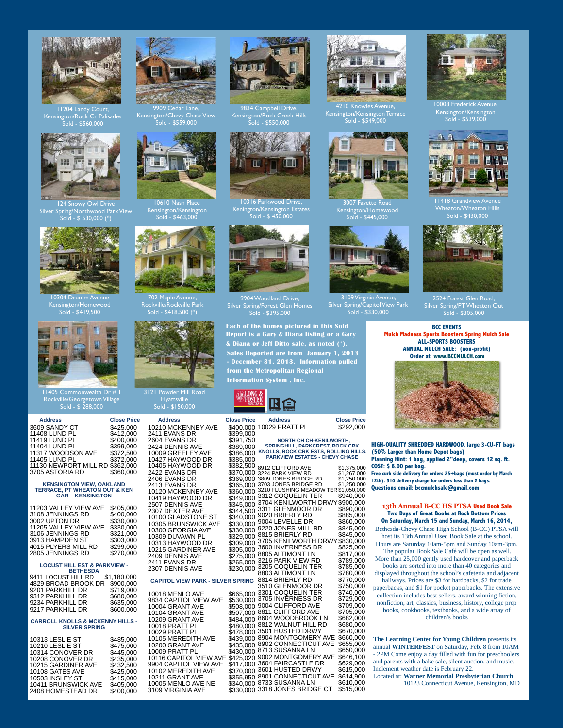11204 Landy Court,
Kensington/Rock Cr Palisades
Sold - $560,000

9909 Cedar Lane,
Kensington/Chevy Chase View
Sold - $559,000

9834 Campbell Drive,
Kensington/Rock Creek Hills
Sold - $550,000

4210 Knowles Avenue,
Kensington/Kensington Terrace
Sold - $549,000

10008 Frederick Avenue,
Kensington/Kensington
Sold - $539,000

124 Snowy Owl Drive
Silver Spring/Northwood Park View
Sold - $ 530,000 (*)

10610 Nash Place
Kensington/Kensington
Sold - $463,000

10316 Parkwood Drive,
Kenington/Kensington Estates
Sold - $ 450,000

3007 Fayette Road
Kensington/Homewood
Sold - $445,000

11418 Grandview Avenue
Wheaton/Wheaton HIlls
Sold - $430,000

10304 Drumm Avenue
Kensington/Homewood
Sold - $419,500

702 Maple Avenue,
Rockville/Rockville Park
Sold - $418,500 (*)

9904 Woodland Drive,
Silver Spring/Forest Glen Homes
Sold - $395,000

3109 Virginia Avenue,
Silver Spring/Capitol View Park
Sold - $330,000

2524 Forest Glen Road,
Silver Spring/PT Wheaton Out
Sold - $305,000

11405 Commonwealth Dr # 1
Rockville/Georgetown Village
Sold - $ 288,000

3121 Powder Mill Road
Hyattsville
Sold - $150,000

**Each of the homes pictured in this Sold Report is a Gary & Diana listing or a Gary & Diana or Jeff Ditto sale, as noted (*). Sales Reported are from January 1, 2013 - December 31, 2013. Information pulled from the Metropolitan Regional Information System , Inc.**

| Address | Close Price |
|---|---|
| 3609 SANDY CT | $425,000 |
| 11408 LUND PL | $412,000 |
| 11419 LUND PL | $400,000 |
| 11404 LUND PL | $399,000 |
| 11317 WOODSON AVE | $372,500 |
| 11405 LUND PL | $372,000 |
| 11130 NEWPORT MILL RD | $362,000 |
| 3705 ASTORIA RD | $360,000 |
| **KENSINGTON VIEW, OAKLAND TERRACE, PT WHEATON OUT & KEN GAR - KENSINGTON** | |
| 11203 VALLEY VIEW AVE | $405,000 |
| 3108 JENNINGS RD | $400,000 |
| 3002 UPTON DR | $330,000 |
| 11205 VALLEY VIEW AVE | $330,000 |
| 3106 JENNINGS RD | $321,000 |
| 3913 HAMPDEN ST | $303,000 |
| 4015 PLYERS MILL RD | $299,000 |
| 2805 JENNINGS RD | $270,000 |
| **LOCUST HILL EST & PARKVIEW - BETHESDA** | |
| 9411 LOCUST HILL RD | $1,180,000 |
| 4829 BROAD BROOK DR | $900,000 |
| 9201 PARKHILL DR | $719,000 |
| 9312 PARKHILL DR | $680,000 |
| 9234 PARKHILL DR | $635,000 |
| 9217 PARKHILL DR | $600,000 |
| **CARROLL KNOLLS & MCKENNY HILLS - SILVER SPRING** | |
| 10313 LESLIE ST | $485,000 |
| 10210 LESLIE ST | $475,000 |
| 10314 CONOVER DR | $445,000 |
| 10208 CONOVER DR | $435,000 |
| 10215 GARDINER AVE | $432,500 |
| 10108 GATES AVE | $425,000 |
| 10503 INSLEY ST | $415,000 |
| 10411 BRUNSWICK AVE | $405,000 |
| 2408 HOMESTEAD DR | $400,000 |

| Address | Close Price |
|---|---|
| 10210 MCKENNEY AVE | $400,000 |
| 2411 EVANS DR | $399,000 |
| 2604 EVANS DR | $391,750 |
| 2424 DENNIS AVE | $389,000 |
| 10009 GREELEY AVE | $386,000 |
| 10427 HAYWOOD DR | $385,000 |
| 10405 HAYWOOD DR | $382,500 |
| 2422 EVANS DR | $370,000 |
| 2406 EVANS DR | $369,000 |
| 2413 EVANS DR | $365,000 |
| 10120 MCKENNEY AVE | $360,000 |
| 10419 HAYWOOD DR | $349,000 |
| 2507 DENNIS AVE | $345,000 |
| 2307 DEXTER AVE | $344,500 |
| 10100 GLADSTONE ST | $340,000 |
| 10305 BRUNSWICK AVE | $330,000 |
| 10300 GEORGIA AVE | $330,000 |
| 10309 DUVAWN PL | $329,000 |
| 10313 HAYWOOD DR | $309,000 |
| 10215 GARDINER AVE | $305,000 |
| 2409 DENNIS AVE | $275,000 |
| 2411 EVANS DR | $265,000 |
| 2307 DENNIS AVE | $230,000 |
| **CAPITOL VIEW PARK - SILVER SPRING** | |
| 10018 MENLO AVE | $665,000 |
| 9834 CAPITOL VIEW AVE | $530,000 |
| 10004 GRANT AVE | $508,000 |
| 10104 GRANT AVE | $507,000 |
| 10209 GRANT AVE | $484,000 |
| 10018 PRATT PL | $480,000 |
| 10029 PRATT PL | $478,000 |
| 10105 MEREDITH AVE | $439,000 |
| 10200 GRANT AVE | $435,000 |
| 10009 PRATT PL | $430,000 |
| 10116 CAPITOL VIEW AVE | $425,020 |
| 9904 CAPITOL VIEW AVE | $417,000 |
| 10102 MEREDITH AVE | $370,000 |
| 10211 GRANT AVE | $355,950 |
| 10005 MENLO AVE NE | $340,000 |
| 3109 VIRGINIA AVE | $330,000 |

| Address | Close Price |
|---|---|
| 10029 PRATT PL | $292,000 |
| **NORTH CH CH-KENILWORTH, SPRINGHILL, PARKCREST, ROCK CRK KNOLLS, ROCK CRK ESTS, ROLLING HILLS, PARKVIEW ESTATES - CHEVY CHASE** | |
| 8912 CLIFFORD AVE | $1,375,000 |
| 3224 PARK VIEW RD | $1,267,000 |
| 3809 JONES BRIDGE RD | $1,250,000 |
| 3703 JONES BRIDGE RD | $1,250,000 |
| 3210 FLUSHING MEADOW TER | $1,050,000 |
| 3312 COQUELIN TER | $940,000 |
| 3704 KENILWORTH DRWY | $900,000 |
| 3311 GLENMOOR DR | $890,000 |
| 9020 BRIERLY RD | $885,000 |
| 9004 LEVELLE DR | $860,000 |
| 9220 JONES MILL RD | $845,000 |
| 8815 BRIERLY RD | $845,000 |
| 3705 KENILWORTH DRWY | $830,000 |
| 3600 INVERNESS DR | $825,000 |
| 8805 ALTIMONT LN | $817,000 |
| 3216 PARK VIEW RD | $789,000 |
| 3205 COQUELIN TER | $785,000 |
| 8803 ALTIMONT LN | $780,000 |
| 8814 BRIERLY RD | $770,000 |
| 3510 GLENMOOR DR | $750,000 |
| 3301 COQUELIN TER | $740,000 |
| 3705 INVERNESS DR | $729,000 |
| 9004 CLIFFORD AVE | $709,000 |
| 8811 CLIFFORD AVE | $705,000 |
| 8604 WOODBROOK LN | $682,000 |
| 8812 WALNUT HILL RD | $680,000 |
| 3501 HUSTED DRWY | $670,000 |
| 8904 MONTGOMERY AVE | $660,000 |
| 8902 CONNECTICUT AVE | $655,000 |
| 8713 SUSANNA LN | $650,000 |
| 9002 MONTGOMERY AVE | $646,100 |
| 3604 FAIRCASTLE DR | $629,000 |
| 3601 HUSTED DRWY | $615,000 |
| 8901 CONNECTICUT AVE | $614,900 |
| 8733 SUSANNA LN | $610,000 |
| 3318 JONES BRIDGE CT | $515,000 |

**BCC EVENTS**
**Mulch Madness Sports Boosters Spring Mulch Sale**
**ALL-SPORTS BOOSTERS**
**ANNUAL MULCH SALE: (non-profit)**
**Order at www.BCCMULCH.com**

**HIGH-QUALITY SHREDDED HARDWOOD, large 3-CU-FT bags (50% Larger than Home Depot bags)**
**Planning Hint: 1 bag, applied 2"deep, covers 12 sq. ft.**
**COST: $ 6.00 per bag.**
**Free curb side delivery for orders 25+bags (must order by March 12th). $10 delivery charge for orders less than 2 bags.**
**Questions email: bccmulchsale@gmail.com**

**13th Annual B-CC HS PTSA Used Book Sale**
**Two Days of Great Books at Rock Bottom Prices**
**On Saturday, March 15 and Sunday, March 16, 2014,**

Bethesda-Chevy Chase High School (B-CC) PTSA will host its 13th Annual Used Book Sale at the school. Hours are Saturday 10am-5pm and Sunday 10am-3pm. The popular Book Sale Café will be open as well. More than 25,000 gently used hardcover and paperback books are sorted into more than 40 categories and displayed throughout the school's cafeteria and adjacent hallways. Prices are $3 for hardbacks, $2 for trade paperbacks, and $1 for pocket paperbacks. The extensive collection includes best sellers, award winning fiction, nonfiction, art, classics, business, history, college prep books, cookbooks, textbooks, and a wide array of children's books

**The Learning Center for Young Children** presents its annual **WINTERFEST** on Saturday, Feb. 8 from 10AM - 2PM Come enjoy a day filled with fun for preschoolers and parents with a bake sale, silent auction, and music. Inclement weather date is February 22.
Located at: **Warner Memorial Presbyterian Church** 10123 Connecticut Avenue, Kensington, MD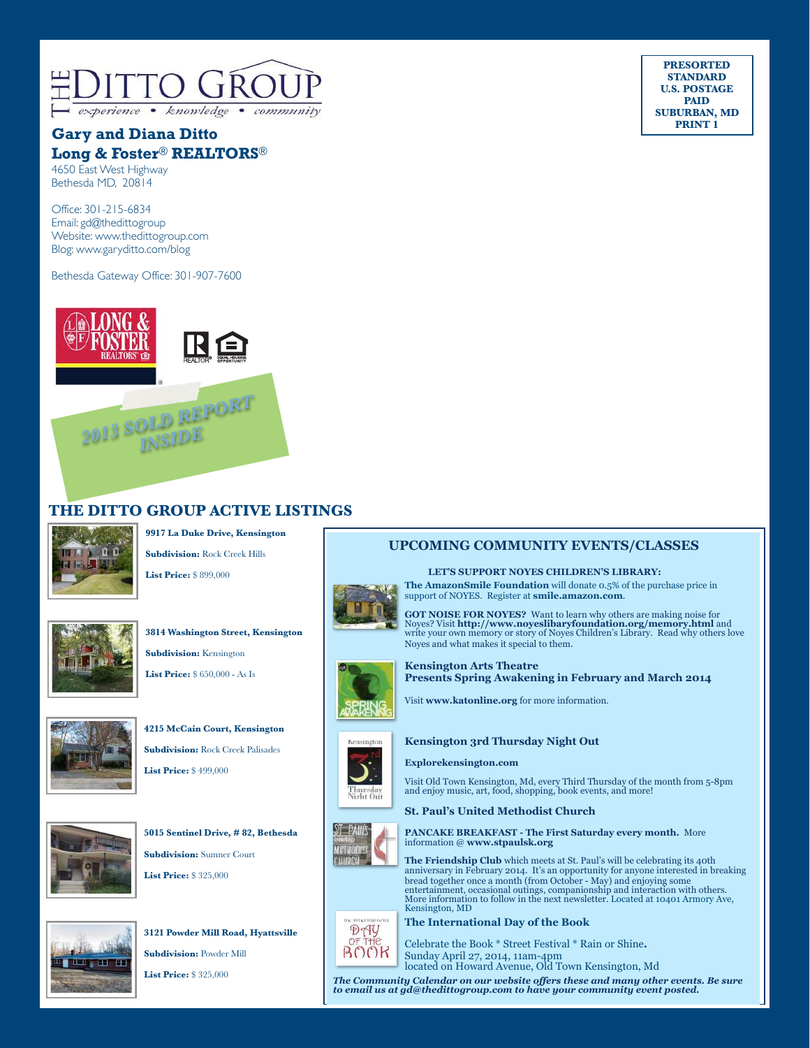# THE DITTO GROUP

*experience • knowledge • community*

**PRESORTED STANDARD U.S. POSTAGE PAID SUBURBAN, MD PRINT 1**

**Gary and Diana Ditto**
**Long & Foster® REALTORS®**
4650 East West Highway
Bethesda MD, 20814

Office: 301-215-6834
Email: gd@thedittogroup
Website: www.thedittogroup.com
Blog: www.garyditto.com/blog

Bethesda Gateway Office: 301-907-7600

*2013 SOLD REPORT INSIDE*

## THE DITTO GROUP ACTIVE LISTINGS

**9917 La Duke Drive, Kensington**
**Subdivision:** Rock Creek Hills
**List Price:** $ 899,000

**3814 Washington Street, Kensington**
**Subdivision:** Kensington
**List Price:** $ 650,000 - As Is

**4215 McCain Court, Kensington**
**Subdivision:** Rock Creek Palisades
**List Price:** $ 499,000

**5015 Sentinel Drive, # 82, Bethesda**
**Subdivision:** Sumner Court
**List Price:** $ 325,000

**3121 Powder Mill Road, Hyattsville**
**Subdivision:** Powder Mill
**List Price:** $ 325,000

## UPCOMING COMMUNITY EVENTS/CLASSES

**LET'S SUPPORT NOYES CHILDREN'S LIBRARY:**

**The AmazonSmile Foundation** will donate 0.5% of the purchase price in support of NOYES. Register at **smile.amazon.com**.

**GOT NOISE FOR NOYES?** Want to learn why others are making noise for Noyes? Visit **http://www.noyeslibaryfoundation.org/memory.html** and write your own memory or story of Noyes Children's Library. Read why others love Noyes and what makes it special to them.

**Kensington Arts Theatre**
**Presents Spring Awakening in February and March 2014**

Visit **www.katonline.org** for more information.

**Kensington 3rd Thursday Night Out**

**Explorekensington.com**

Visit Old Town Kensington, Md, every Third Thursday of the month from 5-8pm and enjoy music, art, food, shopping, book events, and more!

**St. Paul's United Methodist Church**

**PANCAKE BREAKFAST - The First Saturday every month.** More information @ **www.stpaulsk.org**

**The Friendship Club** which meets at St. Paul's will be celebrating its 40th anniversary in February 2014. It's an opportunity for anyone interested in breaking bread together once a month (from October - May) and enjoying some entertainment, occasional outings, companionship and interaction with others. More information to follow in the next newsletter. Located at 10401 Armory Ave, Kensington, MD

**The International Day of the Book**

Celebrate the Book * Street Festival * Rain or Shine**.**
Sunday April 27, 2014, 11am-4pm
located on Howard Avenue, Old Town Kensington, Md

***The Community Calendar on our website offers these and many other events. Be sure to email us at gd@thedittogroup.com to have your community event posted.***